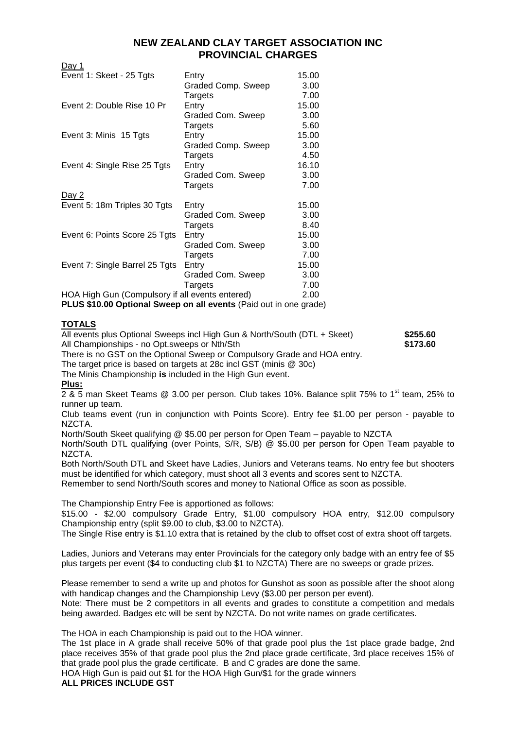# NEW ZEALAND CLAY TARGET ASSOCIATION INC
## PROVINCIAL CHARGES

| Day 1 | | |
|---|---|---|
| Event 1: Skeet - 25 Tgts | Entry | 15.00 |
| | Graded Comp. Sweep | 3.00 |
| | Targets | 7.00 |
| Event 2: Double Rise 10 Pr | Entry | 15.00 |
| | Graded Com. Sweep | 3.00 |
| | Targets | 5.60 |
| Event 3: Minis 15 Tgts | Entry | 15.00 |
| | Graded Comp. Sweep | 3.00 |
| | Targets | 4.50 |
| Event 4: Single Rise 25 Tgts | Entry | 16.10 |
| | Graded Com. Sweep | 3.00 |
| | Targets | 7.00 |
| **Day 2** | | |
| Event 5: 18m Triples 30 Tgts | Entry | 15.00 |
| | Graded Com. Sweep | 3.00 |
| | Targets | 8.40 |
| Event 6: Points Score 25 Tgts | Entry | 15.00 |
| | Graded Com. Sweep | 3.00 |
| | Targets | 7.00 |
| Event 7: Single Barrel 25 Tgts | Entry | 15.00 |
| | Graded Com. Sweep | 3.00 |
| | Targets | 7.00 |
| HOA High Gun (Compulsory if all events entered) | | 2.00 |

**PLUS $10.00 Optional Sweep on all events** (Paid out in one grade)

**TOTALS**

All events plus Optional Sweeps incl High Gun & North/South (DTL + Skeet) **$255.60**
All Championships - no Opt.sweeps or Nth/Sth **$173.60**

There is no GST on the Optional Sweep or Compulsory Grade and HOA entry.
The target price is based on targets at 28c incl GST (minis @ 30c)
The Minis Championship **is** included in the High Gun event.

**Plus:**

2 & 5 man Skeet Teams @ 3.00 per person. Club takes 10%. Balance split 75% to 1st team, 25% to runner up team.

Club teams event (run in conjunction with Points Score). Entry fee $1.00 per person - payable to NZCTA.

North/South Skeet qualifying @ $5.00 per person for Open Team – payable to NZCTA

North/South DTL qualifying (over Points, S/R, S/B) @ $5.00 per person for Open Team payable to NZCTA.

Both North/South DTL and Skeet have Ladies, Juniors and Veterans teams. No entry fee but shooters must be identified for which category, must shoot all 3 events and scores sent to NZCTA.

Remember to send North/South scores and money to National Office as soon as possible.

The Championship Entry Fee is apportioned as follows:

$15.00 - $2.00 compulsory Grade Entry, $1.00 compulsory HOA entry, $12.00 compulsory Championship entry (split $9.00 to club, $3.00 to NZCTA).

The Single Rise entry is $1.10 extra that is retained by the club to offset cost of extra shoot off targets.

Ladies, Juniors and Veterans may enter Provincials for the category only badge with an entry fee of $5 plus targets per event ($4 to conducting club $1 to NZCTA) There are no sweeps or grade prizes.

Please remember to send a write up and photos for Gunshot as soon as possible after the shoot along with handicap changes and the Championship Levy ($3.00 per person per event).

Note: There must be 2 competitors in all events and grades to constitute a competition and medals being awarded. Badges etc will be sent by NZCTA. Do not write names on grade certificates.

The HOA in each Championship is paid out to the HOA winner.

The 1st place in A grade shall receive 50% of that grade pool plus the 1st place grade badge, 2nd place receives 35% of that grade pool plus the 2nd place grade certificate, 3rd place receives 15% of that grade pool plus the grade certificate. B and C grades are done the same.

HOA High Gun is paid out $1 for the HOA High Gun/$1 for the grade winners

**ALL PRICES INCLUDE GST**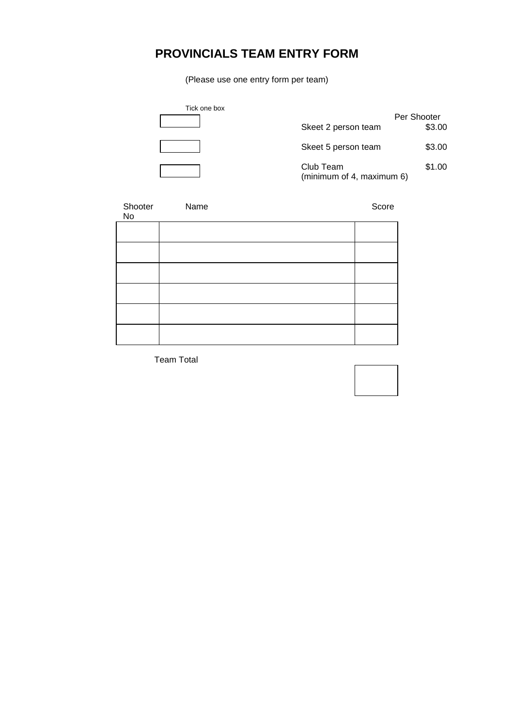# PROVINCIALS TEAM ENTRY FORM

(Please use one entry form per team)

Tick one box

| | | Per Shooter |
|---|---|---|
| ☐ | Skeet 2 person team | $3.00 |
| ☐ | Skeet 5 person team | $3.00 |
| ☐ | Club Team (minimum of 4, maximum 6) | $1.00 |

| Shooter No | Name | Score |
|---|---|---|
| | | |
| | | |
| | | |
| | | |
| | | |
| | | |

Team Total